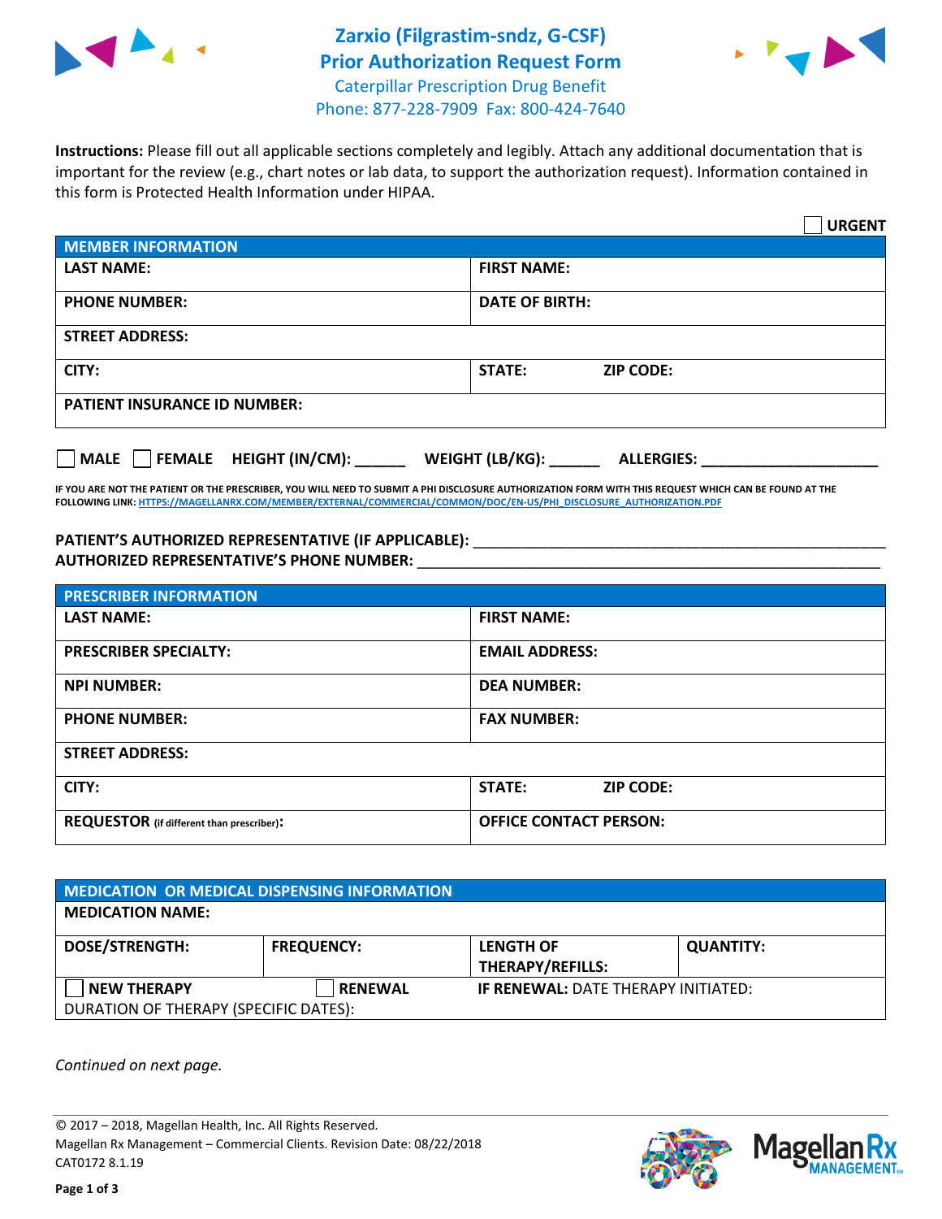# Zarxio (Filgrastim-sndz, G-CSF)
# Prior Authorization Request Form

Caterpillar Prescription Drug Benefit
Phone: 877-228-7909 Fax: 800-424-7640

**Instructions:** Please fill out all applicable sections completely and legibly. Attach any additional documentation that is important for the review (e.g., chart notes or lab data, to support the authorization request). Information contained in this form is Protected Health Information under HIPAA.

☐ **URGENT**

| MEMBER INFORMATION | |
|---|---|
| **LAST NAME:** | **FIRST NAME:** |
| **PHONE NUMBER:** | **DATE OF BIRTH:** |
| **STREET ADDRESS:** | |
| **CITY:** | **STATE:** **ZIP CODE:** |
| **PATIENT INSURANCE ID NUMBER:** | |

☐ **MALE** ☐ **FEMALE** **HEIGHT (IN/CM):** ______ **WEIGHT (LB/KG):** ______ **ALLERGIES:** ____________________

**IF YOU ARE NOT THE PATIENT OR THE PRESCRIBER, YOU WILL NEED TO SUBMIT A PHI DISCLOSURE AUTHORIZATION FORM WITH THIS REQUEST WHICH CAN BE FOUND AT THE FOLLOWING LINK: HTTPS://MAGELLANRX.COM/MEMBER/EXTERNAL/COMMERCIAL/COMMON/DOC/EN-US/PHI_DISCLOSURE_AUTHORIZATION.PDF**

**PATIENT'S AUTHORIZED REPRESENTATIVE (IF APPLICABLE):** ____________________________________________
**AUTHORIZED REPRESENTATIVE'S PHONE NUMBER:** ____________________________________________

| PRESCRIBER INFORMATION | |
|---|---|
| **LAST NAME:** | **FIRST NAME:** |
| **PRESCRIBER SPECIALTY:** | **EMAIL ADDRESS:** |
| **NPI NUMBER:** | **DEA NUMBER:** |
| **PHONE NUMBER:** | **FAX NUMBER:** |
| **STREET ADDRESS:** | |
| **CITY:** | **STATE:** **ZIP CODE:** |
| **REQUESTOR** (if different than prescriber)**:** | **OFFICE CONTACT PERSON:** |

| MEDICATION OR MEDICAL DISPENSING INFORMATION | | | |
|---|---|---|---|
| **MEDICATION NAME:** | | | |
| **DOSE/STRENGTH:** | **FREQUENCY:** | **LENGTH OF THERAPY/REFILLS:** | **QUANTITY:** |
| ☐ **NEW THERAPY** | ☐ **RENEWAL** | **IF RENEWAL:** DATE THERAPY INITIATED: | |
| DURATION OF THERAPY (SPECIFIC DATES): | | | |

*Continued on next page.*

© 2017 – 2018, Magellan Health, Inc. All Rights Reserved.
Magellan Rx Management – Commercial Clients. Revision Date: 08/22/2018
CAT0172 8.1.19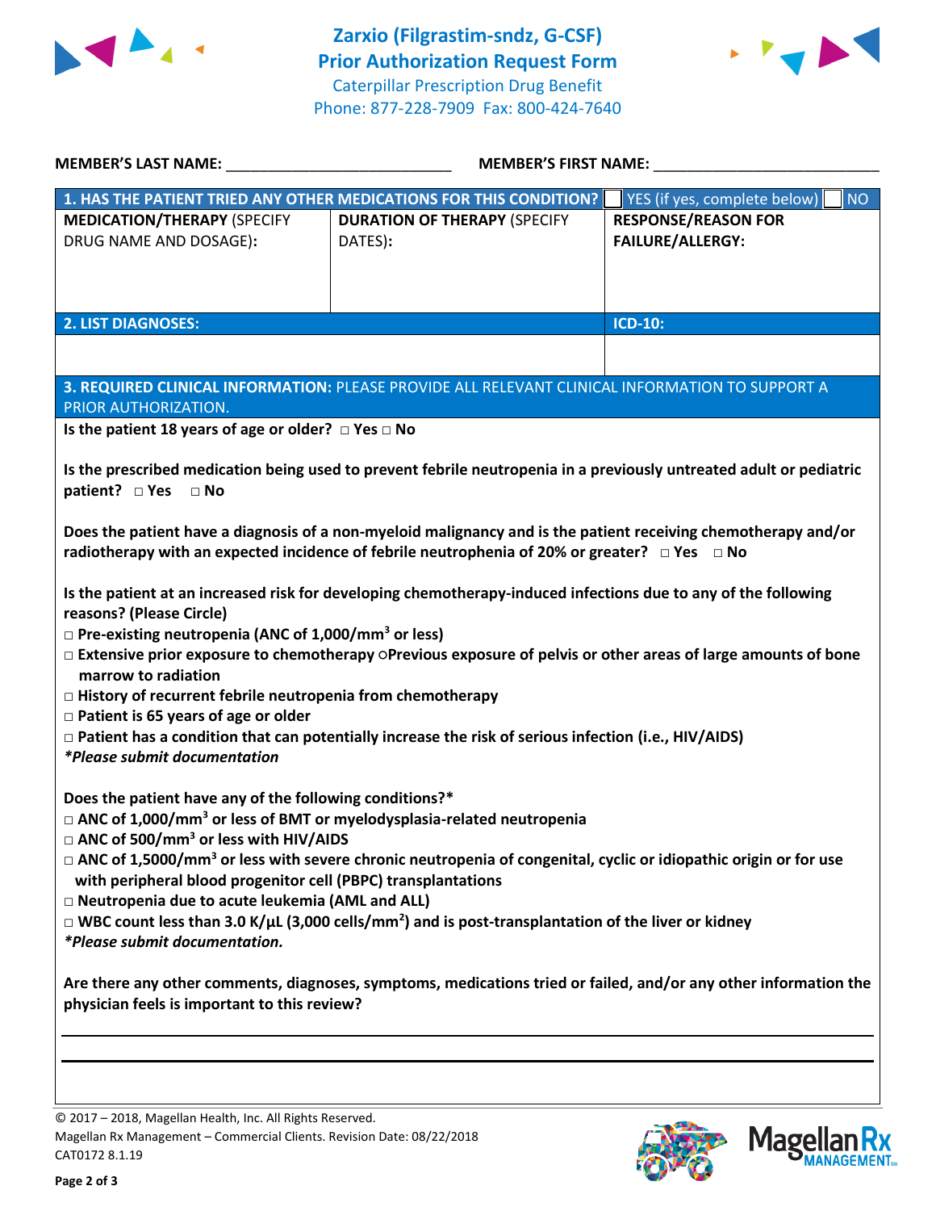# Zarxio (Filgrastim-sndz, G-CSF)
## Prior Authorization Request Form

Caterpillar Prescription Drug Benefit
Phone: 877-228-7909 Fax: 800-424-7640

**MEMBER'S LAST NAME:** ___________________________ **MEMBER'S FIRST NAME:** ___________________________

| **1. HAS THE PATIENT TRIED ANY OTHER MEDICATIONS FOR THIS CONDITION?** | | ☐ YES (if yes, complete below) ☐ NO |
|---|---|---|
| **MEDICATION/THERAPY** (SPECIFY DRUG NAME AND DOSAGE): | **DURATION OF THERAPY** (SPECIFY DATES): | **RESPONSE/REASON FOR FAILURE/ALLERGY:** |
| | | |

| **2. LIST DIAGNOSES:** | **ICD-10:** |
|---|---|
| | |

**3. REQUIRED CLINICAL INFORMATION:** PLEASE PROVIDE ALL RELEVANT CLINICAL INFORMATION TO SUPPORT A PRIOR AUTHORIZATION.

**Is the patient 18 years of age or older? □ Yes □ No**

**Is the prescribed medication being used to prevent febrile neutropenia in a previously untreated adult or pediatric patient? □ Yes □ No**

**Does the patient have a diagnosis of a non-myeloid malignancy and is the patient receiving chemotherapy and/or radiotherapy with an expected incidence of febrile neutrophenia of 20% or greater? □ Yes □ No**

**Is the patient at an increased risk for developing chemotherapy-induced infections due to any of the following reasons? (Please Circle)**

- □ **Pre-existing neutropenia (ANC of 1,000/mm$^3$ or less)**
- □ **Extensive prior exposure to chemotherapy ○Previous exposure of pelvis or other areas of large amounts of bone marrow to radiation**
- □ **History of recurrent febrile neutropenia from chemotherapy**
- □ **Patient is 65 years of age or older**
- □ **Patient has a condition that can potentially increase the risk of serious infection (i.e., HIV/AIDS)**

***Please submit documentation***

**Does the patient have any of the following conditions?***

- □ **ANC of 1,000/mm$^3$ or less of BMT or myelodysplasia-related neutropenia**
- □ **ANC of 500/mm$^3$ or less with HIV/AIDS**
- □ **ANC of 1,5000/mm$^3$ or less with severe chronic neutropenia of congenital, cyclic or idiopathic origin or for use with peripheral blood progenitor cell (PBPC) transplantations**
- □ **Neutropenia due to acute leukemia (AML and ALL)**
- □ **WBC count less than 3.0 K/µL (3,000 cells/mm$^2$) and is post-transplantation of the liver or kidney**

***Please submit documentation.***

**Are there any other comments, diagnoses, symptoms, medications tried or failed, and/or any other information the physician feels is important to this review?**

_______________________________________________________________________________

_______________________________________________________________________________

© 2017 – 2018, Magellan Health, Inc. All Rights Reserved.
Magellan Rx Management – Commercial Clients. Revision Date: 08/22/2018
CAT0172 8.1.19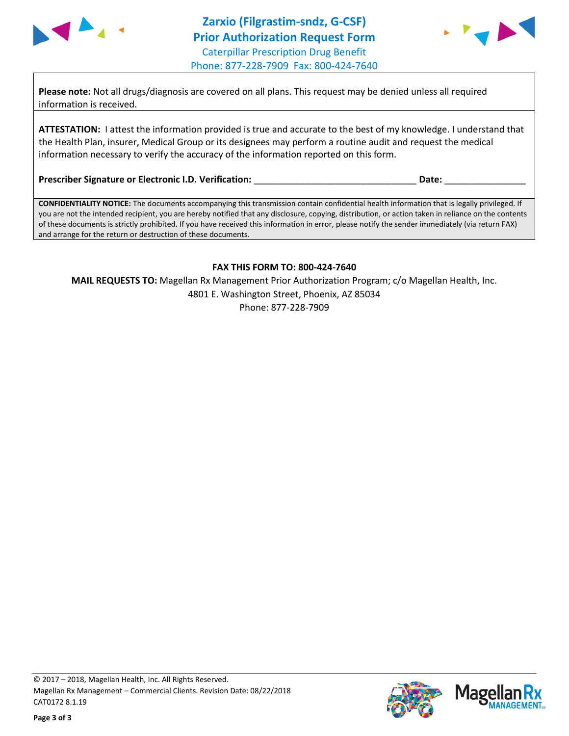**Please note:** Not all drugs/diagnosis are covered on all plans. This request may be denied unless all required information is received.

**ATTESTATION:** I attest the information provided is true and accurate to the best of my knowledge. I understand that the Health Plan, insurer, Medical Group or its designees may perform a routine audit and request the medical information necessary to verify the accuracy of the information reported on this form.

**Prescriber Signature or Electronic I.D. Verification:** ________________________________ **Date:** ________________

**CONFIDENTIALITY NOTICE:** The documents accompanying this transmission contain confidential health information that is legally privileged. If you are not the intended recipient, you are hereby notified that any disclosure, copying, distribution, or action taken in reliance on the contents of these documents is strictly prohibited. If you have received this information in error, please notify the sender immediately (via return FAX) and arrange for the return or destruction of these documents.

**FAX THIS FORM TO: 800-424-7640**

**MAIL REQUESTS TO:** Magellan Rx Management Prior Authorization Program; c/o Magellan Health, Inc.
4801 E. Washington Street, Phoenix, AZ 85034
Phone: 877-228-7909